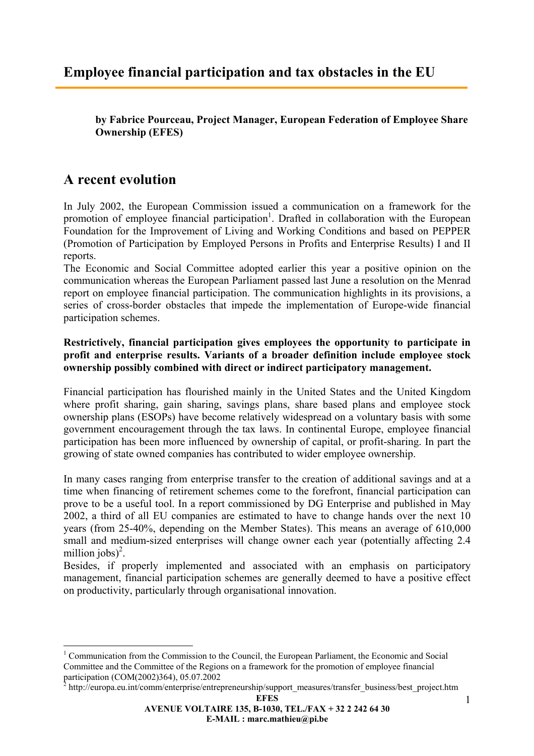# Employee financial participation and tax obstacles in the EU

**by Fabrice Pourceau, Project Manager, European Federation of Employee Share Ownership (EFES)**

## A recent evolution

In July 2002, the European Commission issued a communication on a framework for the promotion of employee financial participation[1]. Drafted in collaboration with the European Foundation for the Improvement of Living and Working Conditions and based on PEPPER (Promotion of Participation by Employed Persons in Profits and Enterprise Results) I and II reports.

The Economic and Social Committee adopted earlier this year a positive opinion on the communication whereas the European Parliament passed last June a resolution on the Menrad report on employee financial participation. The communication highlights in its provisions, a series of cross-border obstacles that impede the implementation of Europe-wide financial participation schemes.

**Restrictively, financial participation gives employees the opportunity to participate in profit and enterprise results. Variants of a broader definition include employee stock ownership possibly combined with direct or indirect participatory management.**

Financial participation has flourished mainly in the United States and the United Kingdom where profit sharing, gain sharing, savings plans, share based plans and employee stock ownership plans (ESOPs) have become relatively widespread on a voluntary basis with some government encouragement through the tax laws. In continental Europe, employee financial participation has been more influenced by ownership of capital, or profit-sharing. In part the growing of state owned companies has contributed to wider employee ownership.

In many cases ranging from enterprise transfer to the creation of additional savings and at a time when financing of retirement schemes come to the forefront, financial participation can prove to be a useful tool. In a report commissioned by DG Enterprise and published in May 2002, a third of all EU companies are estimated to have to change hands over the next 10 years (from 25-40%, depending on the Member States). This means an average of 610,000 small and medium-sized enterprises will change owner each year (potentially affecting 2.4 million jobs)[2].

Besides, if properly implemented and associated with an emphasis on participatory management, financial participation schemes are generally deemed to have a positive effect on productivity, particularly through organisational innovation.

---

[1] Communication from the Commission to the Council, the European Parliament, the Economic and Social Committee and the Committee of the Regions on a framework for the promotion of employee financial participation (COM(2002)364), 05.07.2002

[2] http://europa.eu.int/comm/enterprise/entrepreneurship/support_measures/transfer_business/best_project.htm

**EFES**
**AVENUE VOLTAIRE 135, B-1030, TEL./FAX + 32 2 242 64 30**
**E-MAIL : marc.mathieu@pi.be**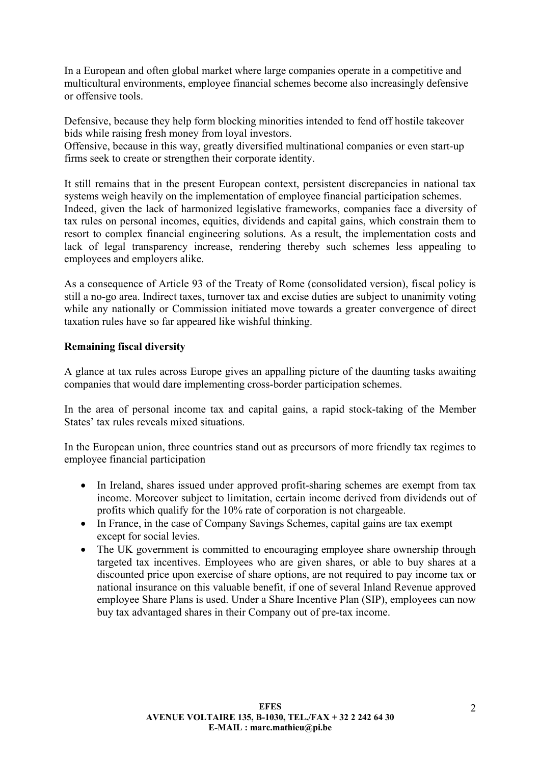In a European and often global market where large companies operate in a competitive and multicultural environments, employee financial schemes become also increasingly defensive or offensive tools.

Defensive, because they help form blocking minorities intended to fend off hostile takeover bids while raising fresh money from loyal investors.
Offensive, because in this way, greatly diversified multinational companies or even start-up firms seek to create or strengthen their corporate identity.

It still remains that in the present European context, persistent discrepancies in national tax systems weigh heavily on the implementation of employee financial participation schemes. Indeed, given the lack of harmonized legislative frameworks, companies face a diversity of tax rules on personal incomes, equities, dividends and capital gains, which constrain them to resort to complex financial engineering solutions. As a result, the implementation costs and lack of legal transparency increase, rendering thereby such schemes less appealing to employees and employers alike.

As a consequence of Article 93 of the Treaty of Rome (consolidated version), fiscal policy is still a no-go area. Indirect taxes, turnover tax and excise duties are subject to unanimity voting while any nationally or Commission initiated move towards a greater convergence of direct taxation rules have so far appeared like wishful thinking.

**Remaining fiscal diversity**

A glance at tax rules across Europe gives an appalling picture of the daunting tasks awaiting companies that would dare implementing cross-border participation schemes.

In the area of personal income tax and capital gains, a rapid stock-taking of the Member States' tax rules reveals mixed situations.

In the European union, three countries stand out as precursors of more friendly tax regimes to employee financial participation

- In Ireland, shares issued under approved profit-sharing schemes are exempt from tax income. Moreover subject to limitation, certain income derived from dividends out of profits which qualify for the 10% rate of corporation is not chargeable.
- In France, in the case of Company Savings Schemes, capital gains are tax exempt except for social levies.
- The UK government is committed to encouraging employee share ownership through targeted tax incentives. Employees who are given shares, or able to buy shares at a discounted price upon exercise of share options, are not required to pay income tax or national insurance on this valuable benefit, if one of several Inland Revenue approved employee Share Plans is used. Under a Share Incentive Plan (SIP), employees can now buy tax advantaged shares in their Company out of pre-tax income.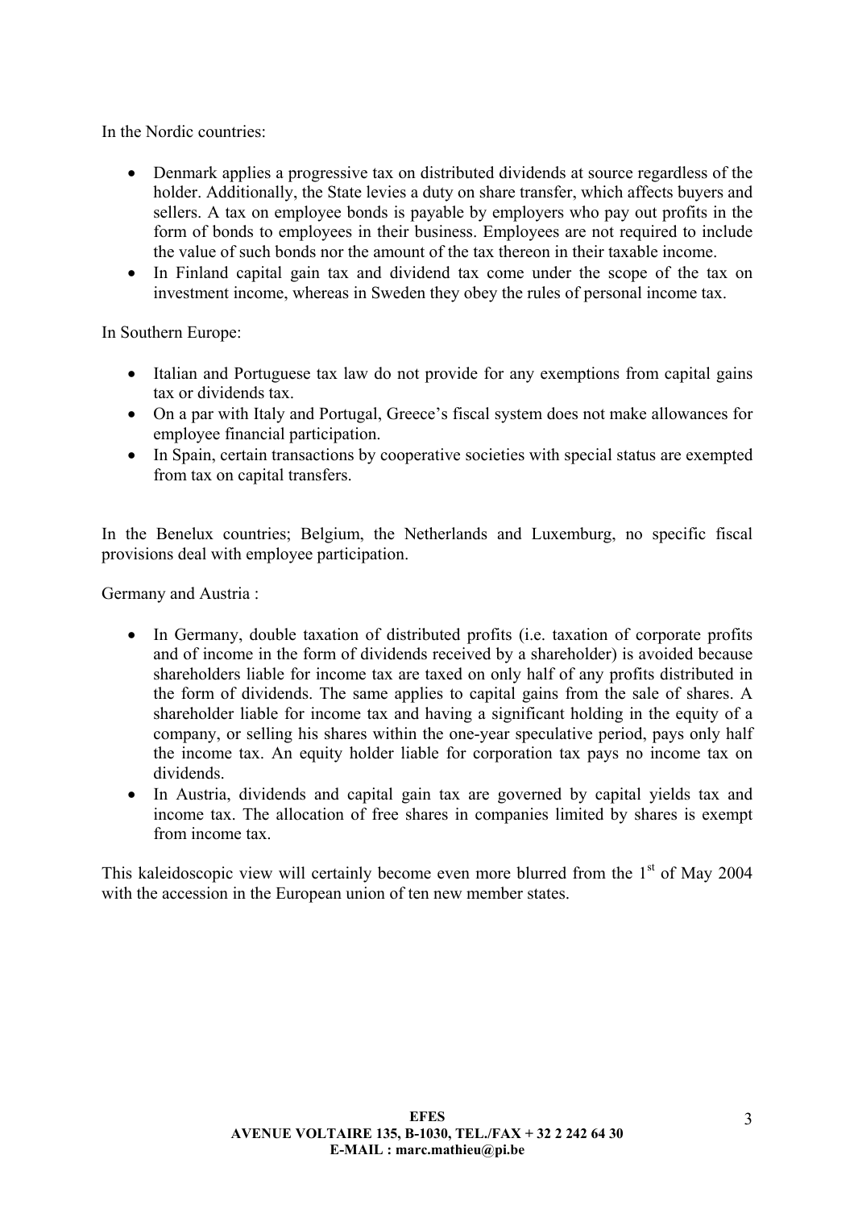In the Nordic countries:

- Denmark applies a progressive tax on distributed dividends at source regardless of the holder. Additionally, the State levies a duty on share transfer, which affects buyers and sellers. A tax on employee bonds is payable by employers who pay out profits in the form of bonds to employees in their business. Employees are not required to include the value of such bonds nor the amount of the tax thereon in their taxable income.
- In Finland capital gain tax and dividend tax come under the scope of the tax on investment income, whereas in Sweden they obey the rules of personal income tax.

In Southern Europe:

- Italian and Portuguese tax law do not provide for any exemptions from capital gains tax or dividends tax.
- On a par with Italy and Portugal, Greece's fiscal system does not make allowances for employee financial participation.
- In Spain, certain transactions by cooperative societies with special status are exempted from tax on capital transfers.

In the Benelux countries; Belgium, the Netherlands and Luxemburg, no specific fiscal provisions deal with employee participation.

Germany and Austria :

- In Germany, double taxation of distributed profits (i.e. taxation of corporate profits and of income in the form of dividends received by a shareholder) is avoided because shareholders liable for income tax are taxed on only half of any profits distributed in the form of dividends. The same applies to capital gains from the sale of shares. A shareholder liable for income tax and having a significant holding in the equity of a company, or selling his shares within the one-year speculative period, pays only half the income tax. An equity holder liable for corporation tax pays no income tax on dividends.
- In Austria, dividends and capital gain tax are governed by capital yields tax and income tax. The allocation of free shares in companies limited by shares is exempt from income tax.

This kaleidoscopic view will certainly become even more blurred from the 1st of May 2004 with the accession in the European union of ten new member states.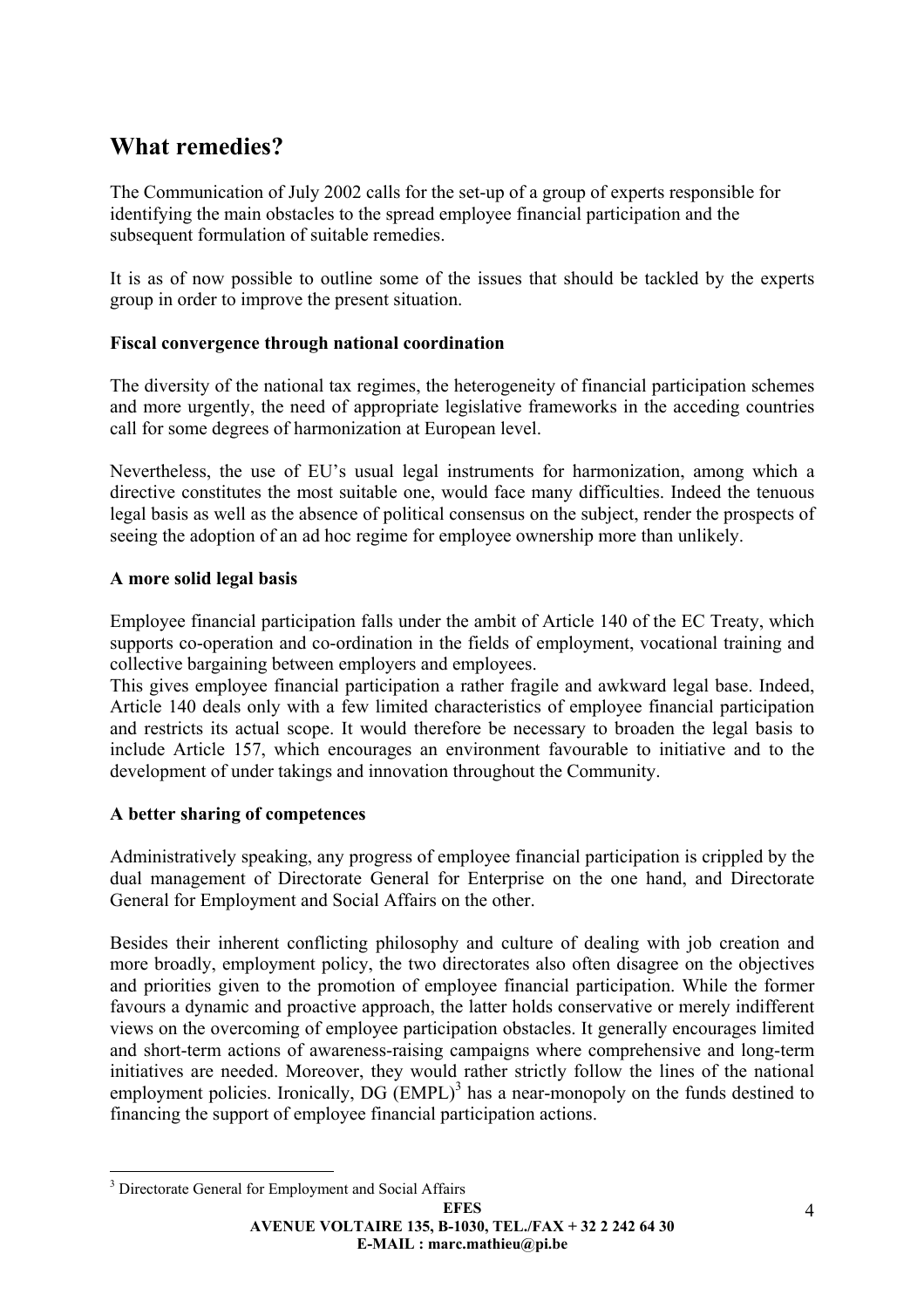## What remedies?

The Communication of July 2002 calls for the set-up of a group of experts responsible for identifying the main obstacles to the spread employee financial participation and the subsequent formulation of suitable remedies.

It is as of now possible to outline some of the issues that should be tackled by the experts group in order to improve the present situation.

**Fiscal convergence through national coordination**

The diversity of the national tax regimes, the heterogeneity of financial participation schemes and more urgently, the need of appropriate legislative frameworks in the acceding countries call for some degrees of harmonization at European level.

Nevertheless, the use of EU's usual legal instruments for harmonization, among which a directive constitutes the most suitable one, would face many difficulties. Indeed the tenuous legal basis as well as the absence of political consensus on the subject, render the prospects of seeing the adoption of an ad hoc regime for employee ownership more than unlikely.

**A more solid legal basis**

Employee financial participation falls under the ambit of Article 140 of the EC Treaty, which supports co-operation and co-ordination in the fields of employment, vocational training and collective bargaining between employers and employees.
This gives employee financial participation a rather fragile and awkward legal base. Indeed, Article 140 deals only with a few limited characteristics of employee financial participation and restricts its actual scope. It would therefore be necessary to broaden the legal basis to include Article 157, which encourages an environment favourable to initiative and to the development of under takings and innovation throughout the Community.

**A better sharing of competences**

Administratively speaking, any progress of employee financial participation is crippled by the dual management of Directorate General for Enterprise on the one hand, and Directorate General for Employment and Social Affairs on the other.

Besides their inherent conflicting philosophy and culture of dealing with job creation and more broadly, employment policy, the two directorates also often disagree on the objectives and priorities given to the promotion of employee financial participation. While the former favours a dynamic and proactive approach, the latter holds conservative or merely indifferent views on the overcoming of employee participation obstacles. It generally encourages limited and short-term actions of awareness-raising campaigns where comprehensive and long-term initiatives are needed. Moreover, they would rather strictly follow the lines of the national employment policies. Ironically, DG (EMPL)[3] has a near-monopoly on the funds destined to financing the support of employee financial participation actions.

[3] Directorate General for Employment and Social Affairs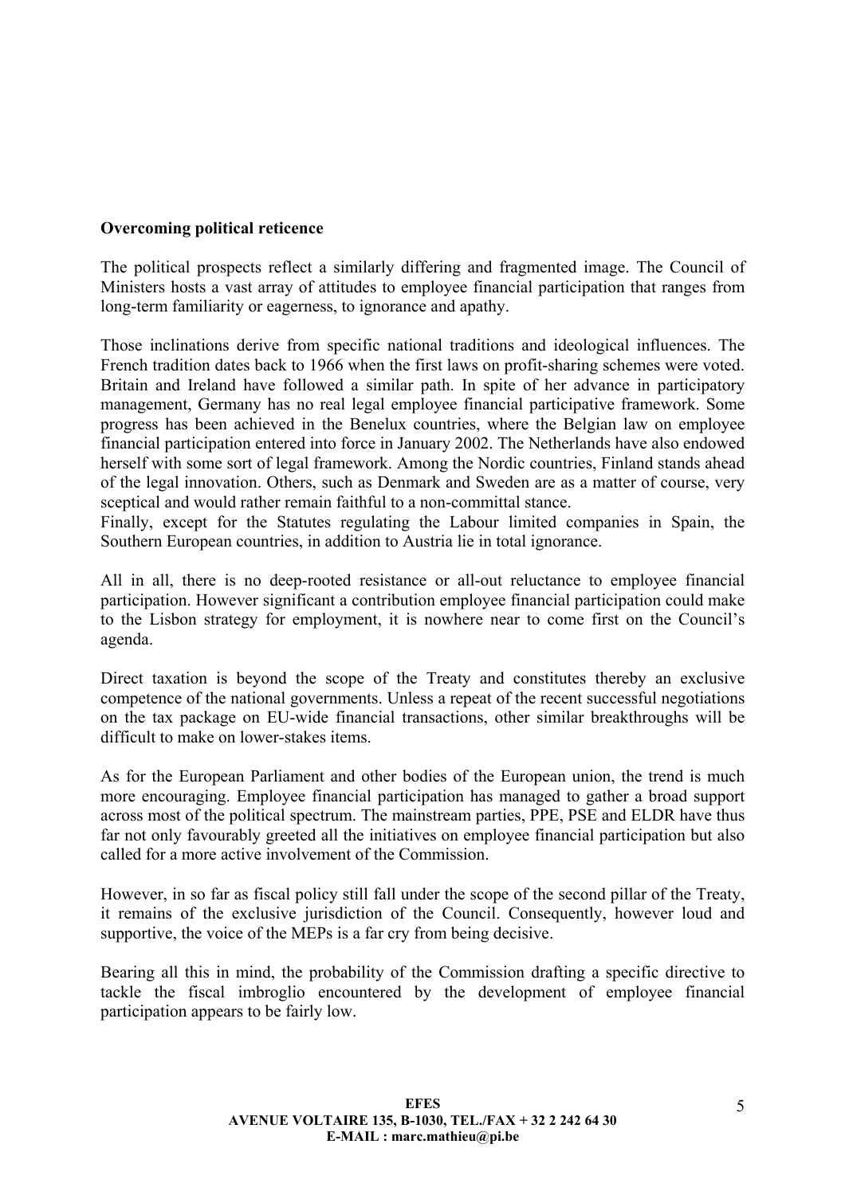**Overcoming political reticence**

The political prospects reflect a similarly differing and fragmented image. The Council of Ministers hosts a vast array of attitudes to employee financial participation that ranges from long-term familiarity or eagerness, to ignorance and apathy.

Those inclinations derive from specific national traditions and ideological influences. The French tradition dates back to 1966 when the first laws on profit-sharing schemes were voted. Britain and Ireland have followed a similar path. In spite of her advance in participatory management, Germany has no real legal employee financial participative framework. Some progress has been achieved in the Benelux countries, where the Belgian law on employee financial participation entered into force in January 2002. The Netherlands have also endowed herself with some sort of legal framework. Among the Nordic countries, Finland stands ahead of the legal innovation. Others, such as Denmark and Sweden are as a matter of course, very sceptical and would rather remain faithful to a non-committal stance.
Finally, except for the Statutes regulating the Labour limited companies in Spain, the Southern European countries, in addition to Austria lie in total ignorance.

All in all, there is no deep-rooted resistance or all-out reluctance to employee financial participation. However significant a contribution employee financial participation could make to the Lisbon strategy for employment, it is nowhere near to come first on the Council's agenda.

Direct taxation is beyond the scope of the Treaty and constitutes thereby an exclusive competence of the national governments. Unless a repeat of the recent successful negotiations on the tax package on EU-wide financial transactions, other similar breakthroughs will be difficult to make on lower-stakes items.

As for the European Parliament and other bodies of the European union, the trend is much more encouraging. Employee financial participation has managed to gather a broad support across most of the political spectrum. The mainstream parties, PPE, PSE and ELDR have thus far not only favourably greeted all the initiatives on employee financial participation but also called for a more active involvement of the Commission.

However, in so far as fiscal policy still fall under the scope of the second pillar of the Treaty, it remains of the exclusive jurisdiction of the Council. Consequently, however loud and supportive, the voice of the MEPs is a far cry from being decisive.

Bearing all this in mind, the probability of the Commission drafting a specific directive to tackle the fiscal imbroglio encountered by the development of employee financial participation appears to be fairly low.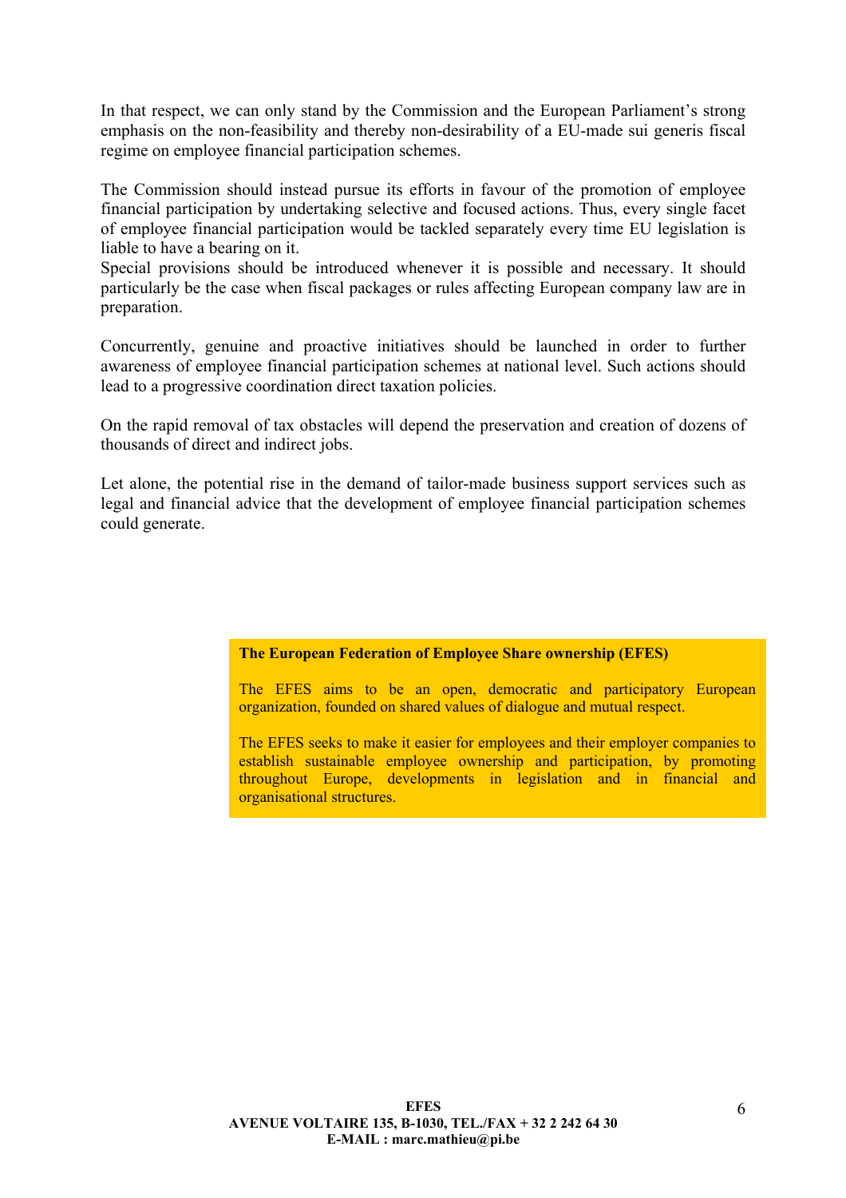In that respect, we can only stand by the Commission and the European Parliament's strong emphasis on the non-feasibility and thereby non-desirability of a EU-made sui generis fiscal regime on employee financial participation schemes.

The Commission should instead pursue its efforts in favour of the promotion of employee financial participation by undertaking selective and focused actions. Thus, every single facet of employee financial participation would be tackled separately every time EU legislation is liable to have a bearing on it.
Special provisions should be introduced whenever it is possible and necessary. It should particularly be the case when fiscal packages or rules affecting European company law are in preparation.

Concurrently, genuine and proactive initiatives should be launched in order to further awareness of employee financial participation schemes at national level. Such actions should lead to a progressive coordination direct taxation policies.

On the rapid removal of tax obstacles will depend the preservation and creation of dozens of thousands of direct and indirect jobs.

Let alone, the potential rise in the demand of tailor-made business support services such as legal and financial advice that the development of employee financial participation schemes could generate.

**The European Federation of Employee Share ownership (EFES)**

The EFES aims to be an open, democratic and participatory European organization, founded on shared values of dialogue and mutual respect.

The EFES seeks to make it easier for employees and their employer companies to establish sustainable employee ownership and participation, by promoting throughout Europe, developments in legislation and in financial and organisational structures.

**EFES**
**AVENUE VOLTAIRE 135, B-1030, TEL./FAX + 32 2 242 64 30**
**E-MAIL : marc.mathieu@pi.be**